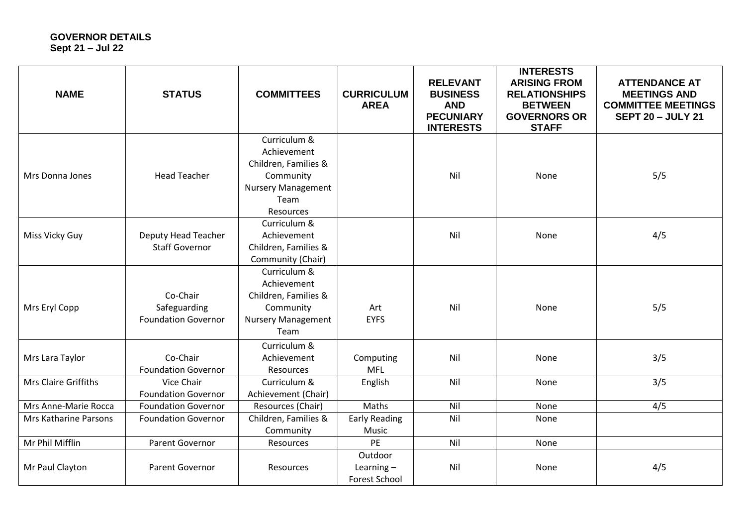**GOVERNOR DETAILS**
**Sept 21 – Jul 22**

| NAME | STATUS | COMMITTEES | CURRICULUM AREA | RELEVANT BUSINESS AND PECUNIARY INTERESTS | INTERESTS ARISING FROM RELATIONSHIPS BETWEEN GOVERNORS OR STAFF | ATTENDANCE AT MEETINGS AND COMMITTEE MEETINGS SEPT 20 – JULY 21 |
|---|---|---|---|---|---|---|
| Mrs Donna Jones | Head Teacher | Curriculum & Achievement<br>Children, Families & Community<br>Nursery Management Team<br>Resources | | Nil | None | 5/5 |
| Miss Vicky Guy | Deputy Head Teacher<br>Staff Governor | Curriculum & Achievement<br>Children, Families & Community (Chair) | | Nil | None | 4/5 |
| Mrs Eryl Copp | Co-Chair<br>Safeguarding<br>Foundation Governor | Curriculum & Achievement<br>Children, Families & Community<br>Nursery Management Team | Art<br>EYFS | Nil | None | 5/5 |
| Mrs Lara Taylor | Co-Chair<br>Foundation Governor | Curriculum & Achievement<br>Resources | Computing<br>MFL | Nil | None | 3/5 |
| Mrs Claire Griffiths | Vice Chair<br>Foundation Governor | Curriculum & Achievement (Chair) | English | Nil | None | 3/5 |
| Mrs Anne-Marie Rocca | Foundation Governor | Resources (Chair) | Maths | Nil | None | 4/5 |
| Mrs Katharine Parsons | Foundation Governor | Children, Families & Community | Early Reading<br>Music | Nil | None | |
| Mr Phil Mifflin | Parent Governor | Resources | PE | Nil | None | |
| Mr Paul Clayton | Parent Governor | Resources | Outdoor Learning – Forest School | Nil | None | 4/5 |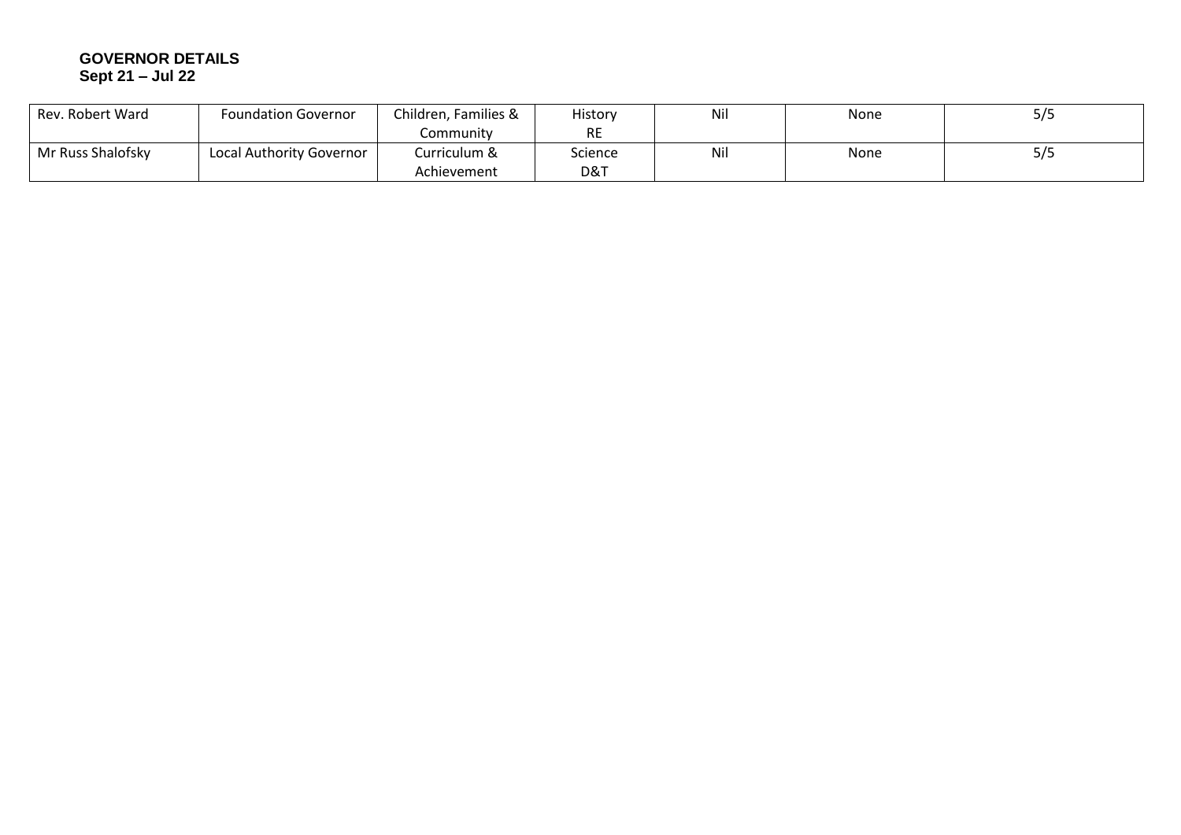**GOVERNOR DETAILS**
**Sept 21 – Jul 22**

| | | | | | | |
|---|---|---|---|---|---|---|
| Rev. Robert Ward | Foundation Governor | Children, Families & Community | History RE | Nil | None | 5/5 |
| Mr Russ Shalofsky | Local Authority Governor | Curriculum & Achievement | Science D&T | Nil | None | 5/5 |